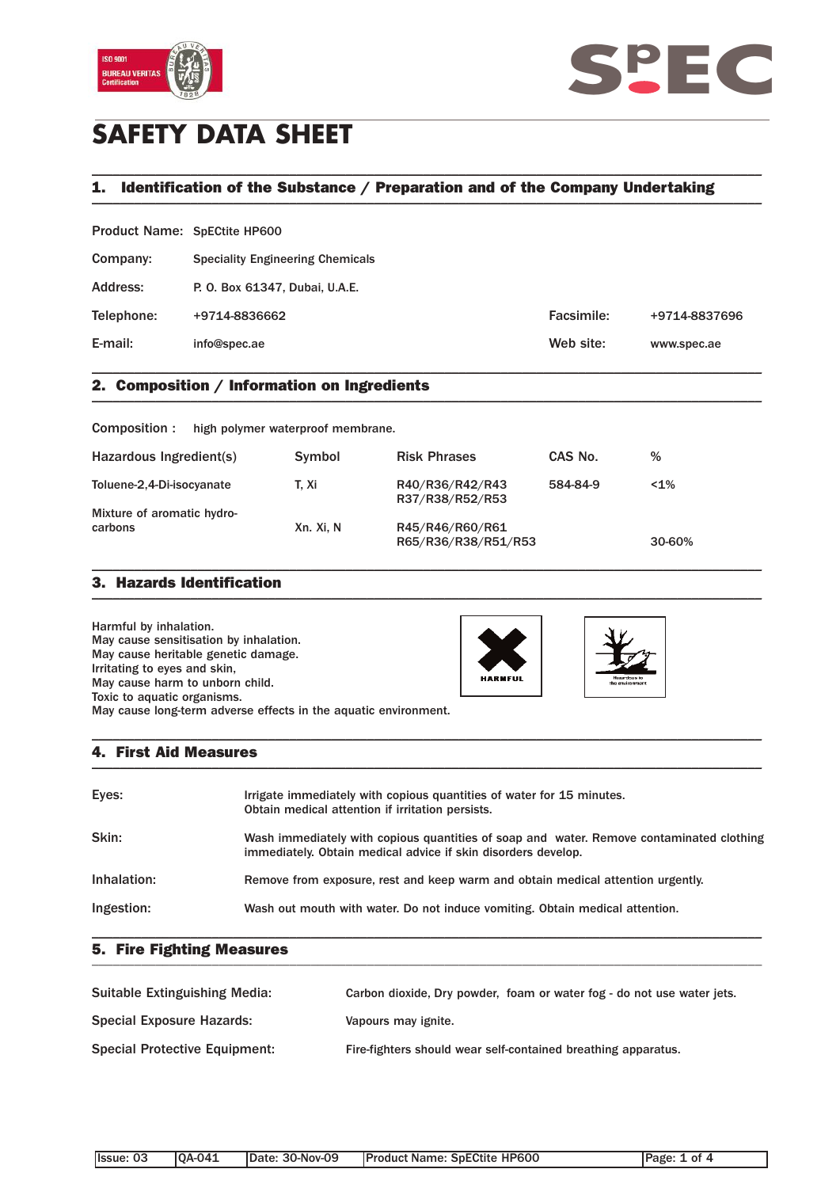# SAFETY DATA SHEET

## 1. Identification of the Substance / Preparation and of the Company Undertaking

Product Name: SpECtite HP600

Company: Speciality Engineering Chemicals

Address: P. O. Box 61347, Dubai, U.A.E.

Telephone: +9714-8836662

Facsimile: +9714-8837696

E-mail: info@spec.ae

Web site: www.spec.ae

## 2. Composition / Information on Ingredients

Composition : high polymer waterproof membrane.

| Hazardous Ingredient(s) | Symbol | Risk Phrases | CAS No. | % |
|---|---|---|---|---|
| Toluene-2,4-Di-isocyanate | T, Xi | R40/R36/R42/R43 R37/R38/R52/R53 | 584-84-9 | <1% |
| Mixture of aromatic hydro-carbons | Xn. Xi, N | R45/R46/R60/R61 R65/R36/R38/R51/R53 | | 30-60% |

## 3. Hazards Identification

Harmful by inhalation.
May cause sensitisation by inhalation.
May cause heritable genetic damage.
Irritating to eyes and skin,
May cause harm to unborn child.
Toxic to aquatic organisms.
May cause long-term adverse effects in the aquatic environment.

HARMFUL

## 4. First Aid Measures

| | |
|---|---|
| Eyes: | Irrigate immediately with copious quantities of water for 15 minutes. Obtain medical attention if irritation persists. |
| Skin: | Wash immediately with copious quantities of soap and water. Remove contaminated clothing immediately. Obtain medical advice if skin disorders develop. |
| Inhalation: | Remove from exposure, rest and keep warm and obtain medical attention urgently. |
| Ingestion: | Wash out mouth with water. Do not induce vomiting. Obtain medical attention. |

## 5. Fire Fighting Measures

| | |
|---|---|
| Suitable Extinguishing Media: | Carbon dioxide, Dry powder, foam or water fog - do not use water jets. |
| Special Exposure Hazards: | Vapours may ignite. |
| Special Protective Equipment: | Fire-fighters should wear self-contained breathing apparatus. |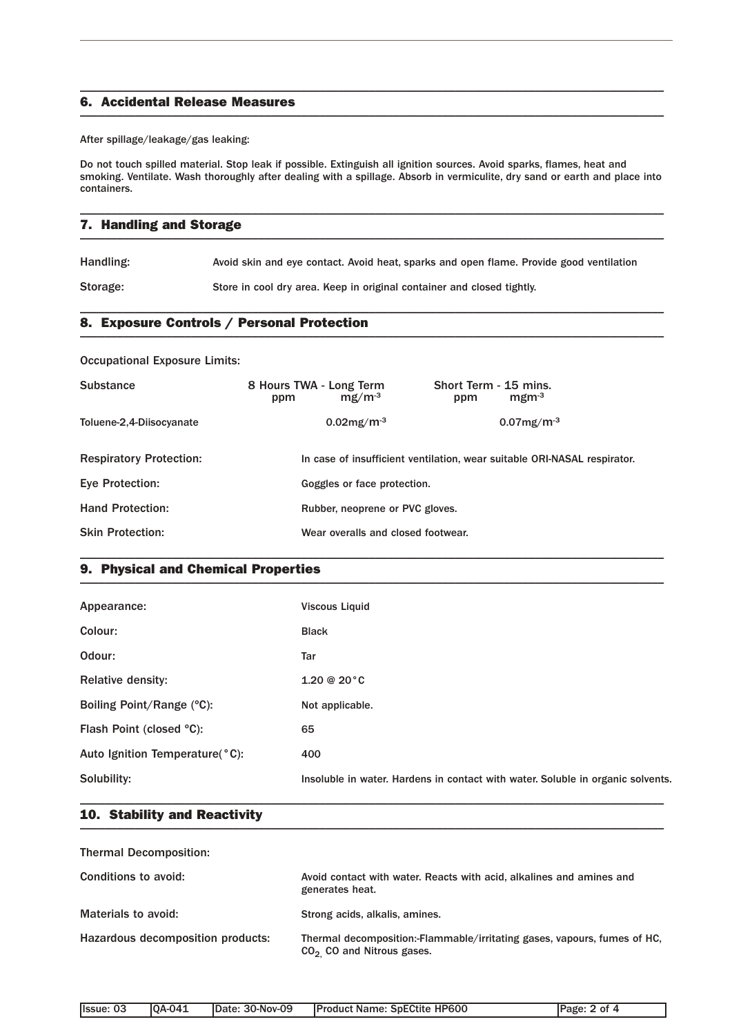## 6. Accidental Release Measures

After spillage/leakage/gas leaking:

Do not touch spilled material. Stop leak if possible. Extinguish all ignition sources. Avoid sparks, flames, heat and smoking. Ventilate. Wash thoroughly after dealing with a spillage. Absorb in vermiculite, dry sand or earth and place into containers.

## 7. Handling and Storage

Handling: Avoid skin and eye contact. Avoid heat, sparks and open flame. Provide good ventilation

Storage: Store in cool dry area. Keep in original container and closed tightly.

## 8. Exposure Controls / Personal Protection

Occupational Exposure Limits:

| Substance | 8 Hours TWA - Long Term | | Short Term - 15 mins. | |
|---|---|---|---|---|
| | ppm | $mg/m^{-3}$ | ppm | $mgm^{-3}$ |
| Toluene-2,4-Diisocyanate | | $0.02mg/m^{-3}$ | | $0.07mg/m^{-3}$ |

Respiratory Protection: In case of insufficient ventilation, wear suitable ORI-NASAL respirator.

Eye Protection: Goggles or face protection.

Hand Protection: Rubber, neoprene or PVC gloves.

Skin Protection: Wear overalls and closed footwear.

## 9. Physical and Chemical Properties

Appearance: Viscous Liquid

Colour: Black

Odour: Tar

Relative density: 1.20 @ 20°C

Boiling Point/Range (ºC): Not applicable.

Flash Point (closed ºC): 65

Auto Ignition Temperature(°C): 400

Solubility: Insoluble in water. Hardens in contact with water. Soluble in organic solvents.

## 10. Stability and Reactivity

Thermal Decomposition:

Conditions to avoid: Avoid contact with water. Reacts with acid, alkalines and amines and generates heat.

Materials to avoid: Strong acids, alkalis, amines.

Hazardous decomposition products: Thermal decomposition:-Flammable/irritating gases, vapours, fumes of HC, $CO_2$, CO and Nitrous gases.

| Issue: 03 | QA-041 | Date: 30-Nov-09 | Product Name: SpECtite HP600 |
|---|---|---|---|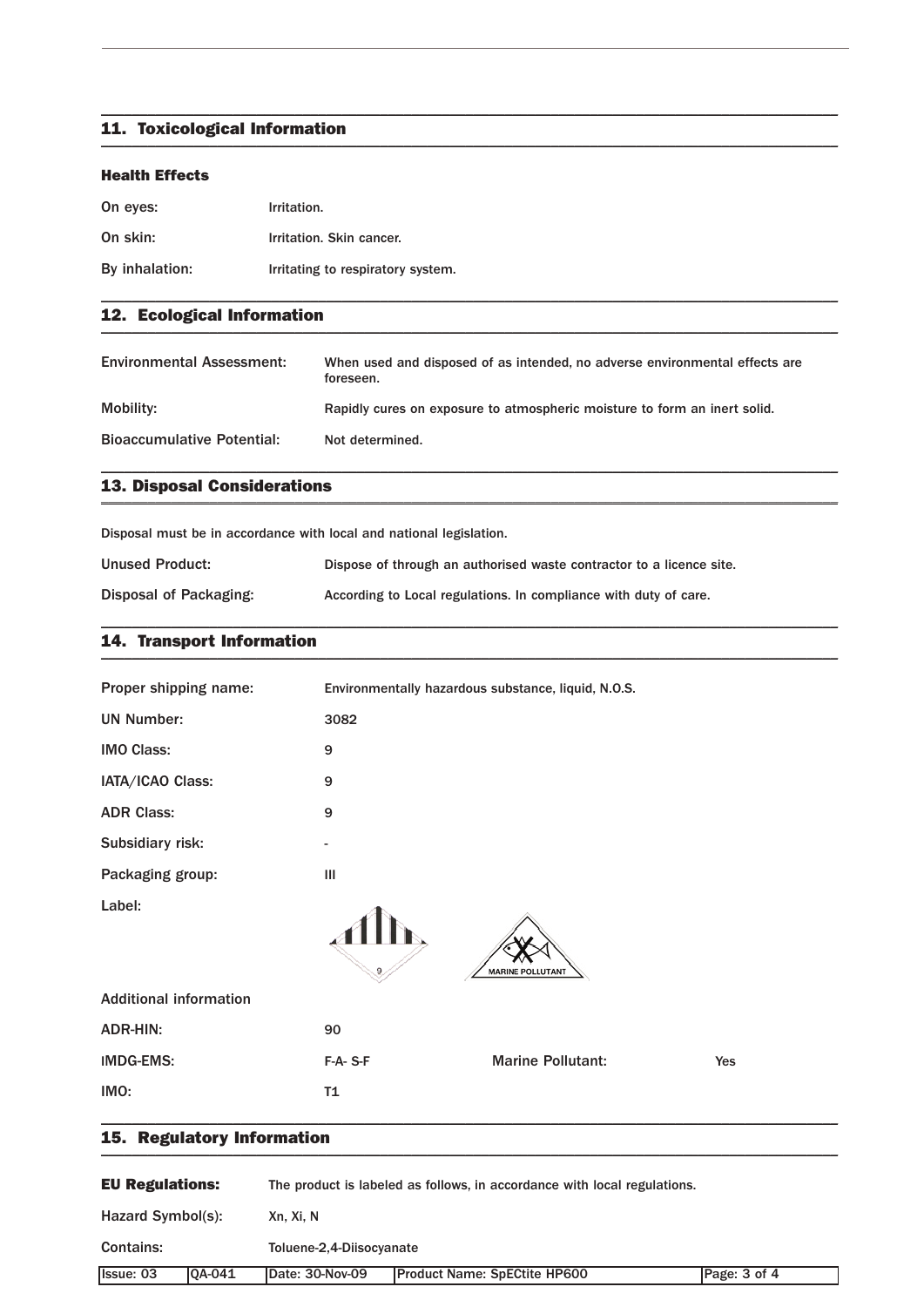## 11. Toxicological Information

### Health Effects

| | |
|---|---|
| On eyes: | Irritation. |
| On skin: | Irritation. Skin cancer. |
| By inhalation: | Irritating to respiratory system. |

## 12. Ecological Information

| | |
|---|---|
| Environmental Assessment: | When used and disposed of as intended, no adverse environmental effects are foreseen. |
| Mobility: | Rapidly cures on exposure to atmospheric moisture to form an inert solid. |
| Bioaccumulative Potential: | Not determined. |

## 13. Disposal Considerations

Disposal must be in accordance with local and national legislation.

| | |
|---|---|
| Unused Product: | Dispose of through an authorised waste contractor to a licence site. |
| Disposal of Packaging: | According to Local regulations. In compliance with duty of care. |

## 14. Transport Information

| | |
|---|---|
| Proper shipping name: | Environmentally hazardous substance, liquid, N.O.S. |
| UN Number: | 3082 |
| IMO Class: | 9 |
| IATA/ICAO Class: | 9 |
| ADR Class: | 9 |
| Subsidiary risk: | - |
| Packaging group: | III |
| Label: | 9 / MARINE POLLUTANT |

**Additional information**

| | | | |
|---|---|---|---|
| ADR-HIN: | 90 | | |
| IMDG-EMS: | F-A- S-F | Marine Pollutant: | Yes |
| IMO: | T1 | | |

## 15. Regulatory Information

| | |
|---|---|
| **EU Regulations:** | The product is labeled as follows, in accordance with local regulations. |
| Hazard Symbol(s): | Xn, Xi, N |
| Contains: | Toluene-2,4-Diisocyanate |

| Issue: 03 | QA-041 | Date: 30-Nov-09 | Product Name: SpECtite HP600 |
|---|---|---|---|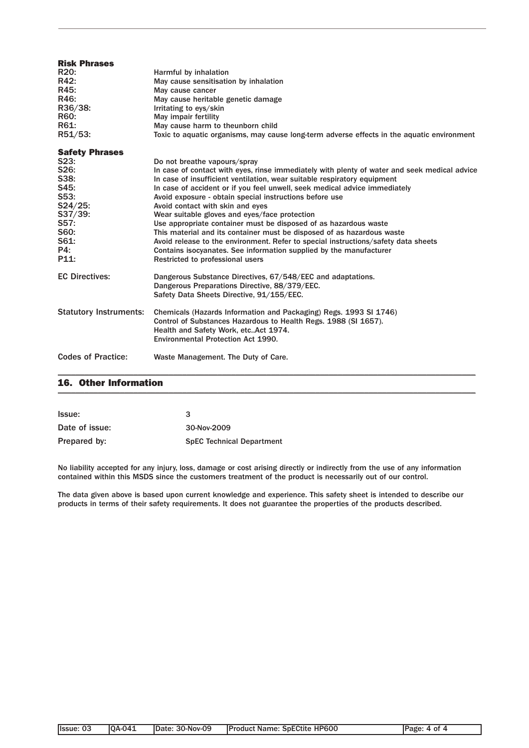**Risk Phrases**

| | |
|---|---|
| R20: | Harmful by inhalation |
| R42: | May cause sensitisation by inhalation |
| R45: | May cause cancer |
| R46: | May cause heritable genetic damage |
| R36/38: | Irritating to eys/skin |
| R60: | May impair fertility |
| R61: | May cause harm to theunborn child |
| R51/53: | Toxic to aquatic organisms, may cause long-term adverse effects in the aquatic environment |

**Safety Phrases**

| | |
|---|---|
| S23: | Do not breathe vapours/spray |
| S26: | In case of contact with eyes, rinse immediately with plenty of water and seek medical advice |
| S38: | In case of insufficient ventilation, wear suitable respiratory equipment |
| S45: | In case of accident or if you feel unwell, seek medical advice immediately |
| S53: | Avoid exposure - obtain special instructions before use |
| S24/25: | Avoid contact with skin and eyes |
| S37/39: | Wear suitable gloves and eyes/face protection |
| S57: | Use appropriate container must be disposed of as hazardous waste |
| S60: | This material and its container must be disposed of as hazardous waste |
| S61: | Avoid release to the environment. Refer to special instructions/safety data sheets |
| P4: | Contains isocyanates. See information supplied by the manufacturer |
| P11: | Restricted to professional users |

**EC Directives:**
Dangerous Substance Directives, 67/548/EEC and adaptations.
Dangerous Preparations Directive, 88/379/EEC.
Safety Data Sheets Directive, 91/155/EEC.

**Statutory Instruments:**
Chemicals (Hazards Information and Packaging) Regs. 1993 SI 1746)
Control of Substances Hazardous to Health Regs. 1988 (SI 1657).
Health and Safety Work, etc..Act 1974.
Environmental Protection Act 1990.

**Codes of Practice:**
Waste Management. The Duty of Care.

## 16. Other Information

| | |
|---|---|
| Issue: | 3 |
| Date of issue: | 30-Nov-2009 |
| Prepared by: | SpEC Technical Department |

No liability accepted for any injury, loss, damage or cost arising directly or indirectly from the use of any information contained within this MSDS since the customers treatment of the product is necessarily out of our control.

The data given above is based upon current knowledge and experience. This safety sheet is intended to describe our products in terms of their safety requirements. It does not guarantee the properties of the products described.